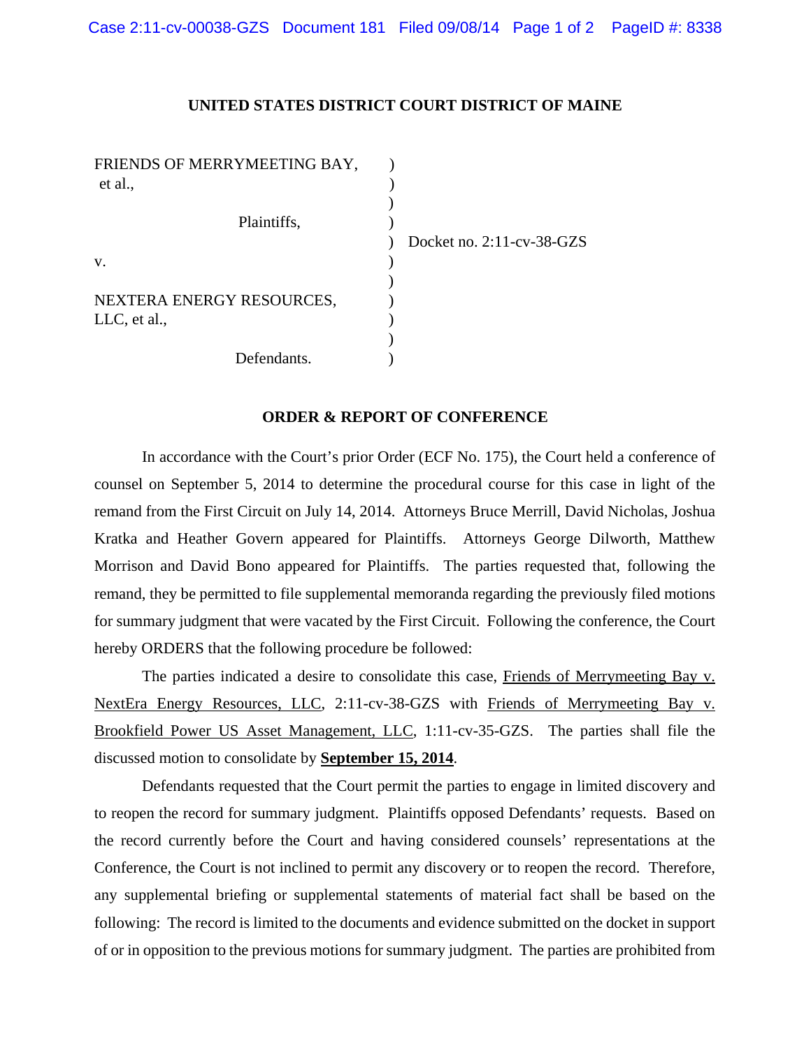**UNITED STATES DISTRICT COURT DISTRICT OF MAINE**

| | | |
|---|---|---|
| FRIENDS OF MERRYMEETING BAY, et al., | ) | |
| Plaintiffs, | ) | Docket no. 2:11-cv-38-GZS |
| v. | ) | |
| NEXTERA ENERGY RESOURCES, LLC, et al., | ) | |
| Defendants. | ) | |

**ORDER & REPORT OF CONFERENCE**

In accordance with the Court's prior Order (ECF No. 175), the Court held a conference of counsel on September 5, 2014 to determine the procedural course for this case in light of the remand from the First Circuit on July 14, 2014. Attorneys Bruce Merrill, David Nicholas, Joshua Kratka and Heather Govern appeared for Plaintiffs. Attorneys George Dilworth, Matthew Morrison and David Bono appeared for Plaintiffs. The parties requested that, following the remand, they be permitted to file supplemental memoranda regarding the previously filed motions for summary judgment that were vacated by the First Circuit. Following the conference, the Court hereby ORDERS that the following procedure be followed:

The parties indicated a desire to consolidate this case, Friends of Merrymeeting Bay v. NextEra Energy Resources, LLC, 2:11-cv-38-GZS with Friends of Merrymeeting Bay v. Brookfield Power US Asset Management, LLC, 1:11-cv-35-GZS. The parties shall file the discussed motion to consolidate by **September 15, 2014**.

Defendants requested that the Court permit the parties to engage in limited discovery and to reopen the record for summary judgment. Plaintiffs opposed Defendants' requests. Based on the record currently before the Court and having considered counsels' representations at the Conference, the Court is not inclined to permit any discovery or to reopen the record. Therefore, any supplemental briefing or supplemental statements of material fact shall be based on the following: The record is limited to the documents and evidence submitted on the docket in support of or in opposition to the previous motions for summary judgment. The parties are prohibited from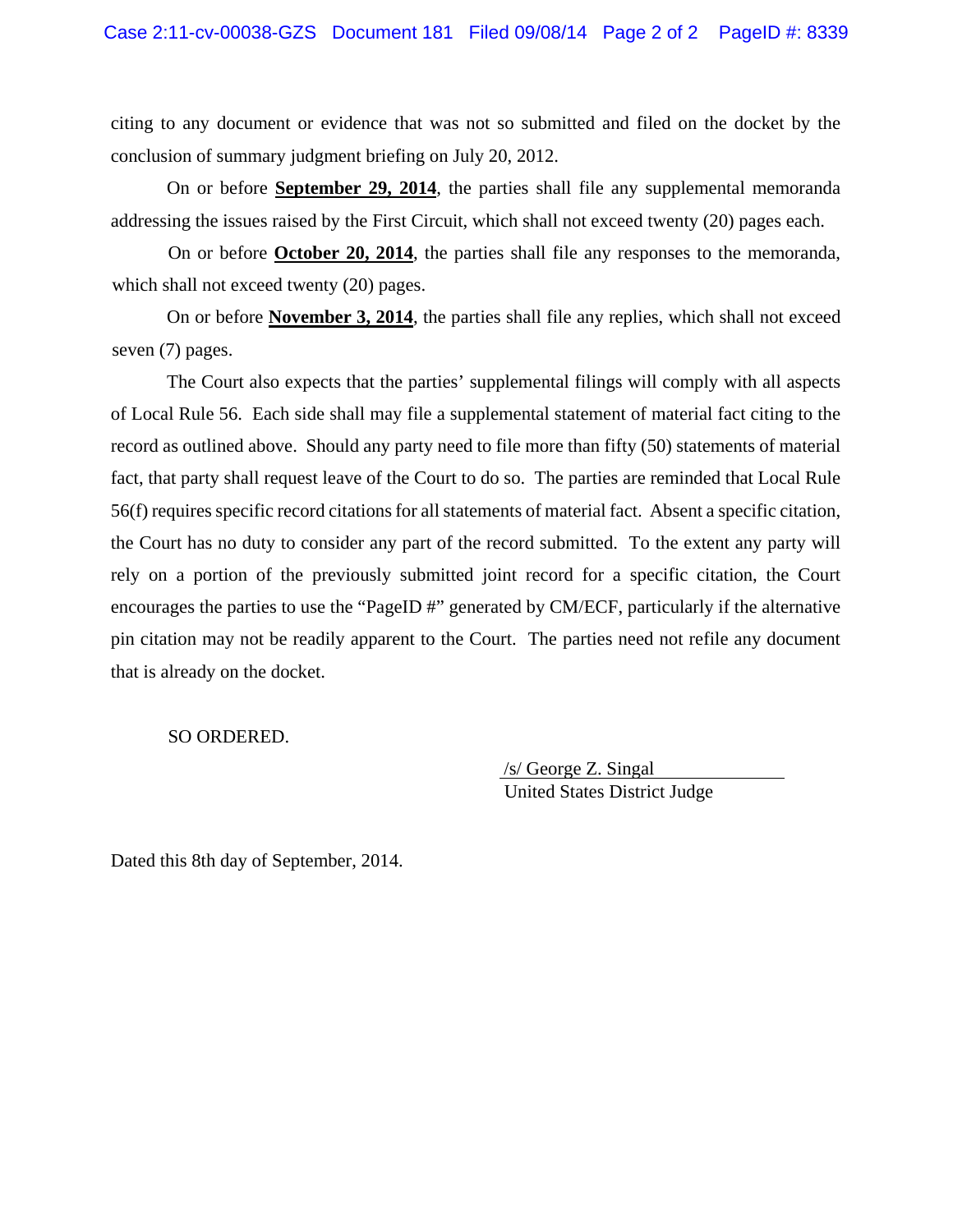citing to any document or evidence that was not so submitted and filed on the docket by the conclusion of summary judgment briefing on July 20, 2012.

On or before **September 29, 2014**, the parties shall file any supplemental memoranda addressing the issues raised by the First Circuit, which shall not exceed twenty (20) pages each.

On or before **October 20, 2014**, the parties shall file any responses to the memoranda, which shall not exceed twenty (20) pages.

On or before **November 3, 2014**, the parties shall file any replies, which shall not exceed seven (7) pages.

The Court also expects that the parties' supplemental filings will comply with all aspects of Local Rule 56. Each side shall may file a supplemental statement of material fact citing to the record as outlined above. Should any party need to file more than fifty (50) statements of material fact, that party shall request leave of the Court to do so. The parties are reminded that Local Rule 56(f) requires specific record citations for all statements of material fact. Absent a specific citation, the Court has no duty to consider any part of the record submitted. To the extent any party will rely on a portion of the previously submitted joint record for a specific citation, the Court encourages the parties to use the "PageID #" generated by CM/ECF, particularly if the alternative pin citation may not be readily apparent to the Court. The parties need not refile any document that is already on the docket.

SO ORDERED.

/s/ George Z. Singal
United States District Judge

Dated this 8th day of September, 2014.